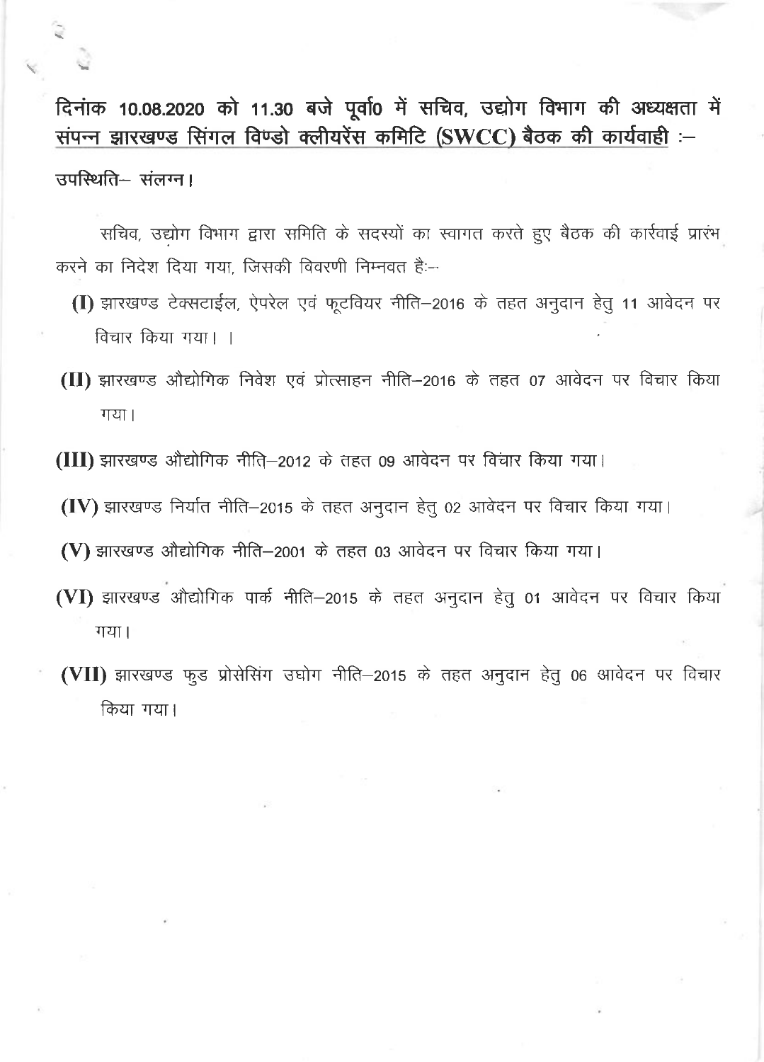**दिनांक 10.08.2020 को 11.30 बजे पूर्वा० में सचिव, उद्योग विभाग की अध्यक्षता में <u>संपन्न झारखण्ड सिंगल विण्डो क्लीयरेंस कमिटि (SWCC) बैठक की कार्यवाही</u> :–**

उपस्थिति– संलग्न।

सचिव, उद्योग विभाग द्वारा समिति के सदस्यों का स्वागत करते हुए बैठक की कार्रवाई प्रारंभ करने का निदेश दिया गया, जिसकी विवरणी निम्नवत है:–

**(I)** झारखण्ड टेक्सटाईल, ऐपरेल एवं फूटवियर नीति–2016 के तहत अनुदान हेतु 11 आवेदन पर विचार किया गया। ।

**(II)** झारखण्ड औद्योगिक निवेश एवं प्रोत्साहन नीति–2016 के तहत 07 आवेदन पर विचार किया गया।

**(III)** झारखण्ड औद्योगिक नीति–2012 के तहत 09 आवेदन पर विचार किया गया।

**(IV)** झारखण्ड निर्यात नीति–2015 के तहत अनुदान हेतु 02 आवेदन पर विचार किया गया।

**(V)** झारखण्ड औद्योगिक नीति–2001 के तहत 03 आवेदन पर विचार किया गया।

**(VI)** झारखण्ड औद्योगिक पार्क नीति–2015 के तहत अनुदान हेतु 01 आवेदन पर विचार किया गया।

**(VII)** झारखण्ड फुड प्रोसेसिंग उद्योग नीति–2015 के तहत अनुदान हेतु 06 आवेदन पर विचार किया गया।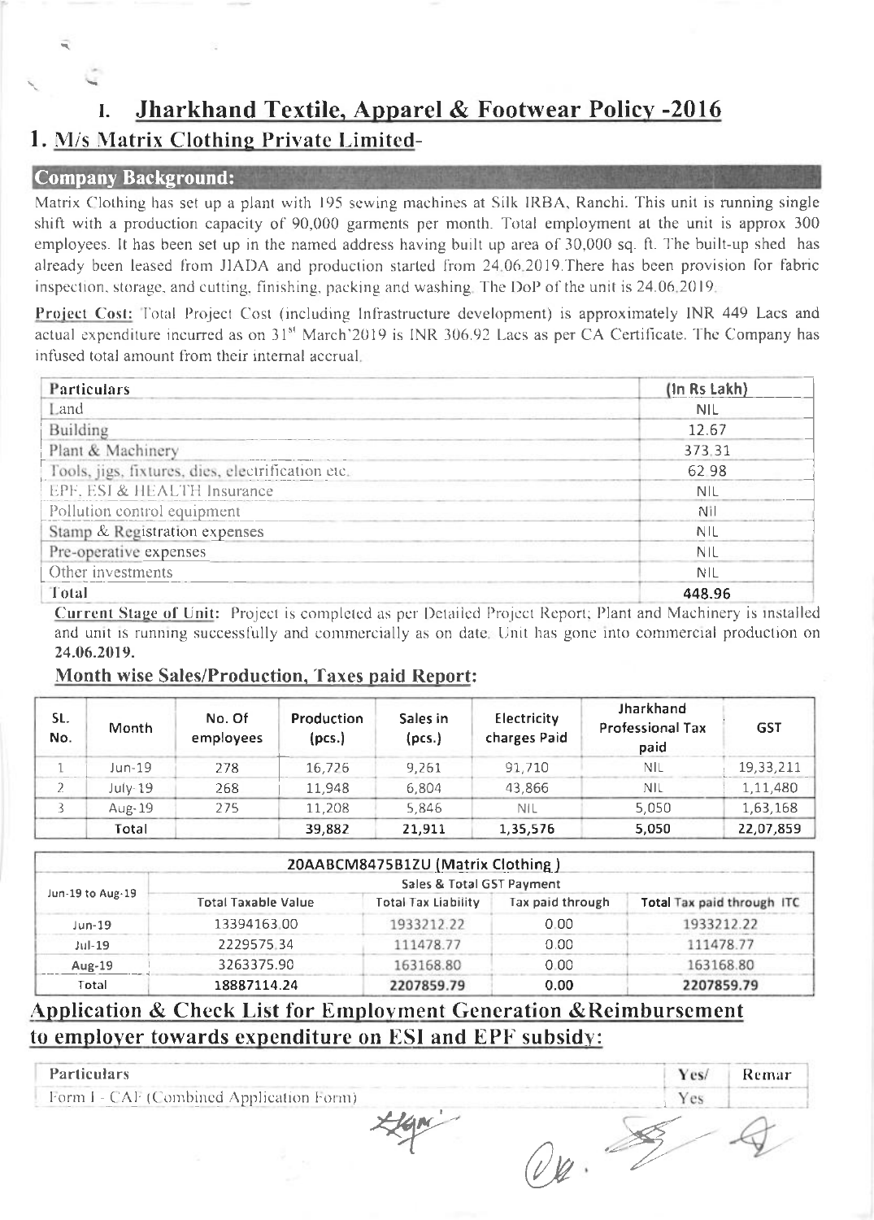# I. Jharkhand Textile, Apparel & Footwear Policy -2016

## 1. M/s Matrix Clothing Private Limited-

### Company Background:

Matrix Clothing has set up a plant with 195 sewing machines at Silk IRBA, Ranchi. This unit is running single shift with a production capacity of 90,000 garments per month. Total employment at the unit is approx 300 employees. It has been set up in the named address having built up area of 30,000 sq. ft. The built-up shed has already been leased from JIADA and production started from 24.06.2019.There has been provision for fabric inspection, storage, and cutting, finishing, packing and washing. The DoP of the unit is 24.06.2019.

**Project Cost:** Total Project Cost (including Infrastructure development) is approximately INR 449 Lacs and actual expenditure incurred as on 31st March'2019 is INR 306.92 Lacs as per CA Certificate. The Company has infused total amount from their internal accrual.

| Particulars | (In Rs Lakh) |
|---|---|
| Land | NIL |
| Building | 12.67 |
| Plant & Machinery | 373.31 |
| Tools, jigs, fixtures, dies, electrification etc. | 62.98 |
| EPF, ESI & HEALTH Insurance | NIL |
| Pollution control equipment | Nil |
| Stamp & Registration expenses | NIL |
| Pre-operative expenses | NIL |
| Other investments | NIL |
| **Total** | **448.96** |

**Current Stage of Unit:** Project is completed as per Detailed Project Report; Plant and Machinery is installed and unit is running successfully and commercially as on date. Unit has gone into commercial production on **24.06.2019.**

### Month wise Sales/Production, Taxes paid Report:

| SL. No. | Month | No. Of employees | Production (pcs.) | Sales in (pcs.) | Electricity charges Paid | Jharkhand Professional Tax paid | GST |
|---|---|---|---|---|---|---|---|
| 1 | Jun-19 | 278 | 16,726 | 9,261 | 91,710 | NIL | 19,33,211 |
| 2 | July-19 | 268 | 11,948 | 6,804 | 43,866 | NIL | 1,11,480 |
| 3 | Aug-19 | 275 | 11,208 | 5,846 | NIL | 5,050 | 1,63,168 |
| | Total | | 39,882 | 21,911 | 1,35,576 | 5,050 | 22,07,859 |

| 20AABCM8475B1ZU (Matrix Clothing) | | | | |
|---|---|---|---|---|
| Jun-19 to Aug-19 | Sales & Total GST Payment | | | |
| | Total Taxable Value | Total Tax Liability | Tax paid through | Total Tax paid through ITC |
| Jun-19 | 13394163.00 | 1933212.22 | 0.00 | 1933212.22 |
| Jul-19 | 2229575.34 | 111478.77 | 0.00 | 111478.77 |
| Aug-19 | 3263375.90 | 163168.80 | 0.00 | 163168.80 |
| Total | 18887114.24 | 2207859.79 | 0.00 | 2207859.79 |

## Application & Check List for Employment Generation &Reimbursement to employer towards expenditure on ESI and EPF subsidy:

| Particulars | Yes/ | Remar |
|---|---|---|
| Form I - CAF (Combined Application Form) | Yes | |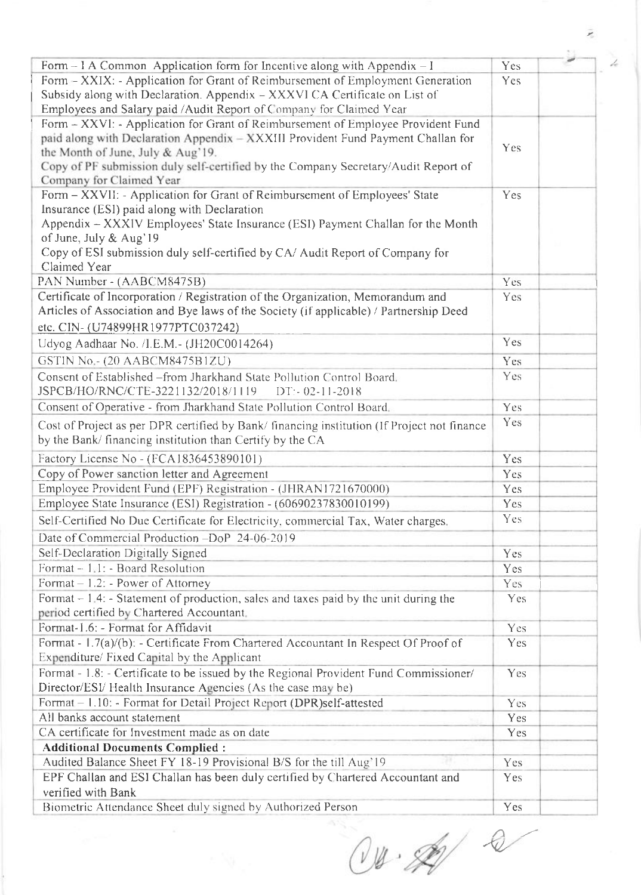| | | |
|---|---|---|
| Form – I A Common Application form for Incentive along with Appendix – I | Yes | |
| Form – XXIX: - Application for Grant of Reimbursement of Employment Generation Subsidy along with Declaration. Appendix – XXXVI CA Certificate on List of Employees and Salary paid /Audit Report of Company for Claimed Year | Yes | |
| Form – XXVI: - Application for Grant of Reimbursement of Employee Provident Fund paid along with Declaration Appendix – XXXIII Provident Fund Payment Challan for the Month of June, July & Aug'19.<br>Copy of PF submission duly self-certified by the Company Secretary/Audit Report of Company for Claimed Year | Yes | |
| Form – XXVII: - Application for Grant of Reimbursement of Employees' State Insurance (ESI) paid along with Declaration<br>Appendix – XXXIV Employees' State Insurance (ESI) Payment Challan for the Month of June, July & Aug'19<br>Copy of ESI submission duly self-certified by CA/ Audit Report of Company for Claimed Year | Yes | |
| PAN Number - (AABCM8475B) | Yes | |
| Certificate of Incorporation / Registration of the Organization, Memorandum and Articles of Association and Bye laws of the Society (if applicable) / Partnership Deed etc. CIN- (U74899HR1977PTC037242) | Yes | |
| Udyog Aadhaar No. /I.E.M.- (JH20C0014264) | Yes | |
| GSTIN No.- (20 AABCM8475B1ZU) | Yes | |
| Consent of Established –from Jharkhand State Pollution Control Board. JSPCB/HO/RNC/CTE-3221132/2018/1119 DT:- 02-11-2018 | Yes | |
| Consent of Operative - from Jharkhand State Pollution Control Board. | Yes | |
| Cost of Project as per DPR certified by Bank/ financing institution (If Project not finance by the Bank/ financing institution than Certify by the CA | Yes | |
| Factory License No - (FCA1836453890101) | Yes | |
| Copy of Power sanction letter and Agreement | Yes | |
| Employee Provident Fund (EPF) Registration - (JHRAN1721670000) | Yes | |
| Employee State Insurance (ESI) Registration - (60690237830010199) | Yes | |
| Self-Certified No Due Certificate for Electricity, commercial Tax, Water charges. | Yes | |
| Date of Commercial Production –DoP 24-06-2019 | | |
| Self-Declaration Digitally Signed | Yes | |
| Format – 1.1: - Board Resolution | Yes | |
| Format – 1.2: - Power of Attorney | Yes | |
| Format – 1.4: - Statement of production, sales and taxes paid by the unit during the period certified by Chartered Accountant. | Yes | |
| Format-1.6: - Format for Affidavit | Yes | |
| Format - 1.7(a)/(b): - Certificate From Chartered Accountant In Respect Of Proof of Expenditure/ Fixed Capital by the Applicant | Yes | |
| Format - 1.8: - Certificate to be issued by the Regional Provident Fund Commissioner/ Director/ESI/ Health Insurance Agencies (As the case may be) | Yes | |
| Format – 1.10: - Format for Detail Project Report (DPR)self-attested | Yes | |
| All banks account statement | Yes | |
| CA certificate for Investment made as on date | Yes | |
| **Additional Documents Complied :** | | |
| Audited Balance Sheet FY 18-19 Provisional B/S for the till Aug'19 | Yes | |
| EPF Challan and ESI Challan has been duly certified by Chartered Accountant and verified with Bank | Yes | |
| Biometric Attendance Sheet duly signed by Authorized Person | Yes | |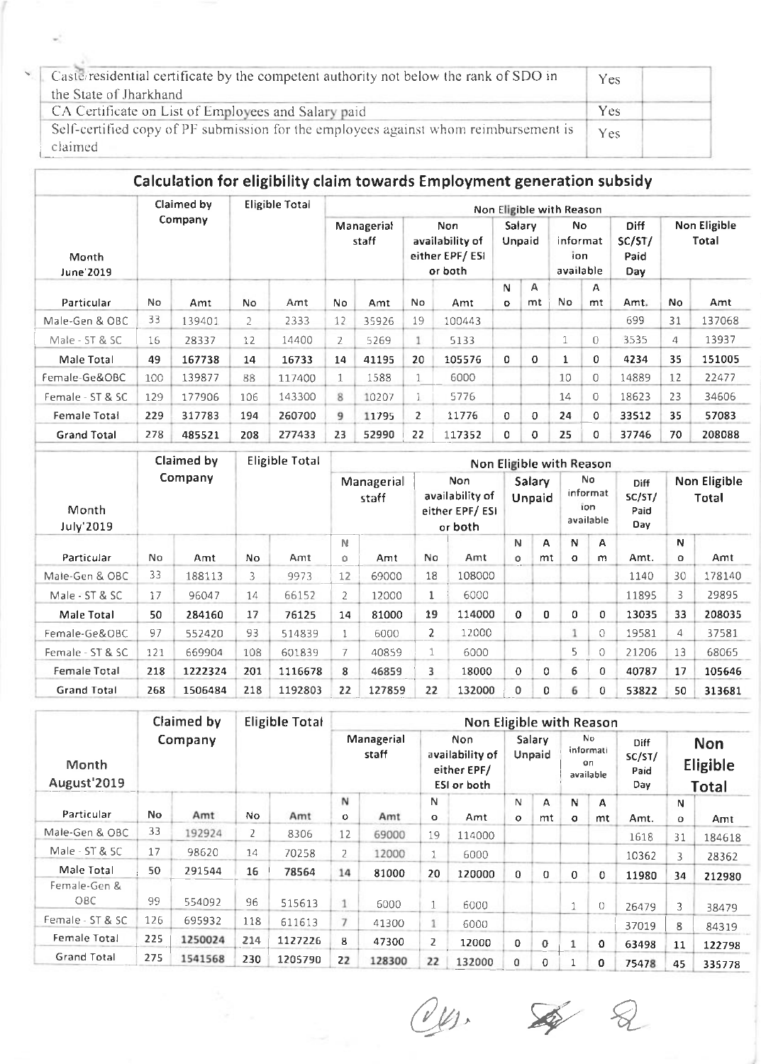| Caste/residential certificate by the competent authority not below the rank of SDO in the State of Jharkhand | Yes | |
|---|---|---|
| CA Certificate on List of Employees and Salary paid | Yes | |
| Self-certified copy of PF submission for the employees against whom reimbursement is claimed | Yes | |

## Calculation for eligibility claim towards Employment generation subsidy

| Month June'2019 | Claimed by Company | | Eligible Total | | Non Eligible with Reason | | | | | | | | | Non Eligible Total | |
|---|---|---|---|---|---|---|---|---|---|---|---|---|---|---|---|
| | | | | | Managerial staff | | Non availability of either EPF/ ESI or both | | Salary Unpaid | | No information available | | Diff SC/ST/ Paid Day | | |
| Particular | No | Amt | No | Amt | No | Amt | No | Amt | No | Amt | No | Amt | Amt. | No | Amt |
| Male-Gen & OBC | 33 | 139401 | 2 | 2333 | 12 | 35926 | 19 | 100443 | | | | | 699 | 31 | 137068 |
| Male - ST & SC | 16 | 28337 | 12 | 14400 | 2 | 5269 | 1 | 5133 | | | 1 | 0 | 3535 | 4 | 13937 |
| **Male Total** | **49** | **167738** | **14** | **16733** | **14** | **41195** | **20** | **105576** | **0** | **0** | **1** | **0** | **4234** | **35** | **151005** |
| Female-Ge&OBC | 100 | 139877 | 88 | 117400 | 1 | 1588 | 1 | 6000 | | | 10 | 0 | 14889 | 12 | 22477 |
| Female - ST & SC | 129 | 177906 | 106 | 143300 | 8 | 10207 | 1 | 5776 | | | 14 | 0 | 18623 | 23 | 34606 |
| **Female Total** | **229** | **317783** | **194** | **260700** | **9** | **11795** | **2** | **11776** | **0** | **0** | **24** | **0** | **33512** | **35** | **57083** |
| **Grand Total** | **278** | **485521** | **208** | **277433** | **23** | **52990** | **22** | **117352** | **0** | **0** | **25** | **0** | **37746** | **70** | **208088** |

| Month July'2019 | Claimed by Company | | Eligible Total | | Non Eligible with Reason | | | | | | | | | Non Eligible Total | |
|---|---|---|---|---|---|---|---|---|---|---|---|---|---|---|---|
| | | | | | Managerial staff | | Non availability of either EPF/ ESI or both | | Salary Unpaid | | No information available | | Diff SC/ST/ Paid Day | | |
| Particular | No | Amt | No | Amt | No | Amt | No | Amt | No | Amt | No | Am | Amt. | No | Amt |
| Male-Gen & OBC | 33 | 188113 | 3 | 9973 | 12 | 69000 | 18 | 108000 | | | | | 1140 | 30 | 178140 |
| Male - ST & SC | 17 | 96047 | 14 | 66152 | 2 | 12000 | 1 | 6000 | | | | | 11895 | 3 | 29895 |
| **Male Total** | **50** | **284160** | **17** | **76125** | **14** | **81000** | **19** | **114000** | **0** | **0** | **0** | **0** | **13035** | **33** | **208035** |
| Female-Ge&OBC | 97 | 552420 | 93 | 514839 | 1 | 6000 | 2 | 12000 | | | 1 | 0 | 19581 | 4 | 37581 |
| Female - ST & SC | 121 | 669904 | 108 | 601839 | 7 | 40859 | 1 | 6000 | | | 5 | 0 | 21206 | 13 | 68065 |
| **Female Total** | **218** | **1222324** | **201** | **1116678** | **8** | **46859** | **3** | **18000** | **0** | **0** | **6** | **0** | **40787** | **17** | **105646** |
| **Grand Total** | **268** | **1506484** | **218** | **1192803** | **22** | **127859** | **22** | **132000** | **0** | **0** | **6** | **0** | **53822** | **50** | **313681** |

| Month August'2019 | Claimed by Company | | Eligible Total | | Non Eligible with Reason | | | | | | | | | Non Eligible Total | |
|---|---|---|---|---|---|---|---|---|---|---|---|---|---|---|---|
| | | | | | Managerial staff | | Non availability of either EPF/ ESI or both | | Salary Unpaid | | No information available | | Diff SC/ST/ Paid Day | | |
| Particular | No | Amt | No | Amt | No | Amt | No | Amt | No | Amt | No | Amt | Amt. | No | Amt |
| Male-Gen & OBC | 33 | 192924 | 2 | 8306 | 12 | 69000 | 19 | 114000 | | | | | 1618 | 31 | 184618 |
| Male - ST & SC | 17 | 98620 | 14 | 70258 | 2 | 12000 | 1 | 6000 | | | | | 10362 | 3 | 28362 |
| **Male Total** | **50** | **291544** | **16** | **78564** | **14** | **81000** | **20** | **120000** | **0** | **0** | **0** | **0** | **11980** | **34** | **212980** |
| Female-Gen & OBC | 99 | 554092 | 96 | 515613 | 1 | 6000 | 1 | 6000 | | | 1 | 0 | 26479 | 3 | 38479 |
| Female - ST & SC | 126 | 695932 | 118 | 611613 | 7 | 41300 | 1 | 6000 | | | | | 37019 | 8 | 84319 |
| Female Total | 225 | 1250024 | 214 | 1127226 | 8 | 47300 | 2 | 12000 | 0 | 0 | 1 | 0 | 63498 | 11 | 122798 |
| Grand Total | 275 | 1541568 | 230 | 1205790 | 22 | 128300 | 22 | 132000 | 0 | 0 | 1 | 0 | 75478 | 45 | 335778 |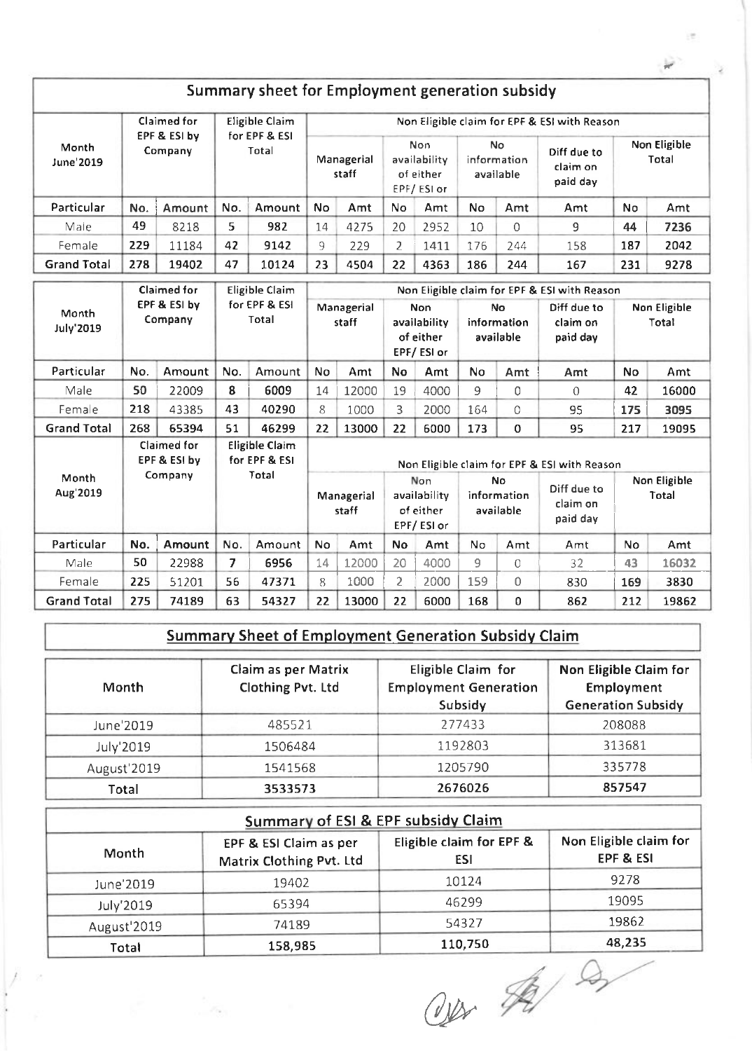## Summary sheet for Employment generation subsidy

| Month June'2019 | Claimed for EPF & ESI by Company | | Eligible Claim for EPF & ESI Total | | Non Eligible claim for EPF & ESI with Reason | | | | | | | | |
|---|---|---|---|---|---|---|---|---|---|---|---|---|---|
| | | | | | Managerial staff | | Non availability of either EPF/ ESI or | | No information available | | Diff due to claim on paid day | Non Eligible Total | |
| Particular | No. | Amount | No. | Amount | No | Amt | No | Amt | No | Amt | Amt | No | Amt |
| Male | 49 | 8218 | 5 | 982 | 14 | 4275 | 20 | 2952 | 10 | 0 | 9 | 44 | 7236 |
| Female | 229 | 11184 | 42 | 9142 | 9 | 229 | 2 | 1411 | 176 | 244 | 158 | 187 | 2042 |
| **Grand Total** | **278** | **19402** | **47** | **10124** | **23** | **4504** | **22** | **4363** | **186** | **244** | **167** | **231** | **9278** |

| Month July'2019 | Claimed for EPF & ESI by Company | | Eligible Claim for EPF & ESI Total | | Non Eligible claim for EPF & ESI with Reason | | | | | | | | |
|---|---|---|---|---|---|---|---|---|---|---|---|---|---|
| | | | | | Managerial staff | | Non availability of either EPF/ ESI or | | No information available | | Diff due to claim on paid day | Non Eligible Total | |
| Particular | No. | Amount | No. | Amount | No | Amt | No | Amt | No | Amt | Amt | No | Amt |
| Male | 50 | 22009 | 8 | 6009 | 14 | 12000 | 19 | 4000 | 9 | 0 | 0 | 42 | 16000 |
| Female | 218 | 43385 | 43 | 40290 | 8 | 1000 | 3 | 2000 | 164 | 0 | 95 | 175 | 3095 |
| **Grand Total** | **268** | **65394** | **51** | **46299** | **22** | **13000** | **22** | **6000** | **173** | **0** | **95** | **217** | **19095** |

| Month Aug'2019 | Claimed for EPF & ESI by Company | | Eligible Claim for EPF & ESI Total | | Non Eligible claim for EPF & ESI with Reason | | | | | | | | |
|---|---|---|---|---|---|---|---|---|---|---|---|---|---|
| | | | | | Managerial staff | | Non availability of either EPF/ ESI or | | No information available | | Diff due to claim on paid day | Non Eligible Total | |
| Particular | No. | Amount | No. | Amount | No | Amt | No | Amt | No | Amt | Amt | No | Amt |
| Male | 50 | 22988 | 7 | 6956 | 14 | 12000 | 20 | 4000 | 9 | 0 | 32 | 43 | 16032 |
| Female | 225 | 51201 | 56 | 47371 | 8 | 1000 | 2 | 2000 | 159 | 0 | 830 | 169 | 3830 |
| **Grand Total** | **275** | **74189** | **63** | **54327** | **22** | **13000** | **22** | **6000** | **168** | **0** | **862** | **212** | **19862** |

## Summary Sheet of Employment Generation Subsidy Claim

| Month | Claim as per Matrix Clothing Pvt. Ltd | Eligible Claim for Employment Generation Subsidy | Non Eligible Claim for Employment Generation Subsidy |
|---|---|---|---|
| June'2019 | 485521 | 277433 | 208088 |
| July'2019 | 1506484 | 1192803 | 313681 |
| August'2019 | 1541568 | 1205790 | 335778 |
| **Total** | **3533573** | **2676026** | **857547** |

## Summary of ESI & EPF subsidy Claim

| Month | EPF & ESI Claim as per Matrix Clothing Pvt. Ltd | Eligible claim for EPF & ESI | Non Eligible claim for EPF & ESI |
|---|---|---|---|
| June'2019 | 19402 | 10124 | 9278 |
| July'2019 | 65394 | 46299 | 19095 |
| August'2019 | 74189 | 54327 | 19862 |
| **Total** | **158,985** | **110,750** | **48,235** |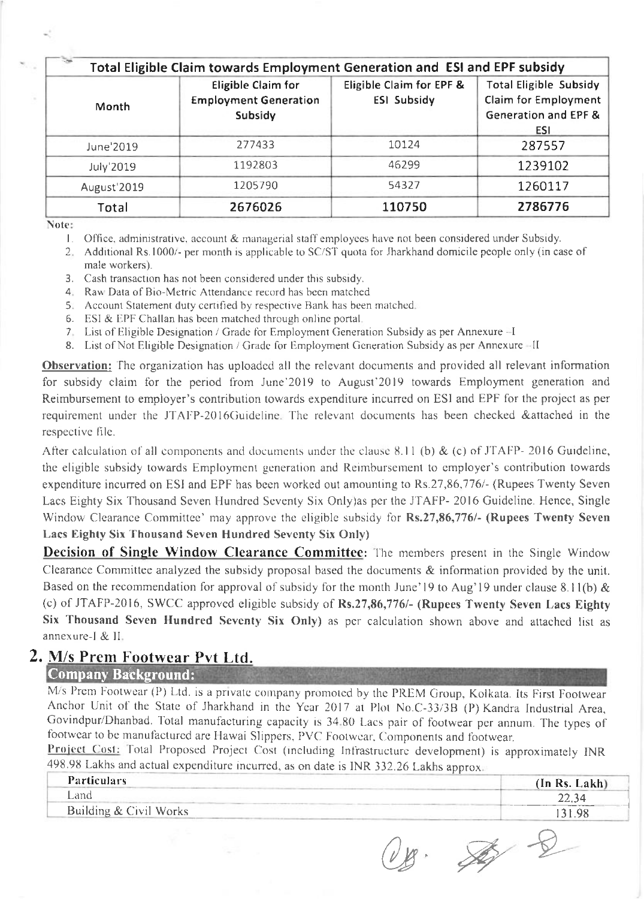| Total Eligible Claim towards Employment Generation and ESI and EPF subsidy | | | |
|---|---|---|---|
| Month | Eligible Claim for Employment Generation Subsidy | Eligible Claim for EPF & ESI Subsidy | Total Eligible Subsidy Claim for Employment Generation and EPF & ESI |
| June'2019 | 277433 | 10124 | 287557 |
| July'2019 | 1192803 | 46299 | 1239102 |
| August'2019 | 1205790 | 54327 | 1260117 |
| **Total** | **2676026** | **110750** | **2786776** |

Note:

1. Office, administrative, account & managerial staff employees have not been considered under Subsidy.
2. Additional Rs.1000/- per month is applicable to SC/ST quota for Jharkhand domicile people only (in case of male workers).
3. Cash transaction has not been considered under this subsidy.
4. Raw Data of Bio-Metric Attendance record has been matched
5. Account Statement duty certified by respective Bank has been matched.
6. ESI & EPF Challan has been matched through online portal.
7. List of Eligible Designation / Grade for Employment Generation Subsidy as per Annexure –I
8. List of Not Eligible Designation / Grade for Employment Generation Subsidy as per Annexure –II

**Observation:** The organization has uploaded all the relevant documents and provided all relevant information for subsidy claim for the period from June'2019 to August'2019 towards Employment generation and Reimbursement to employer's contribution towards expenditure incurred on ESI and EPF for the project as per requirement under the JTAFP-2016Guideline. The relevant documents has been checked &attached in the respective file.

After calculation of all components and documents under the clause 8.11 (b) & (c) of JTAFP- 2016 Guideline, the eligible subsidy towards Employment generation and Reimbursement to employer's contribution towards expenditure incurred on ESI and EPF has been worked out amounting to Rs.27,86,776/- (Rupees Twenty Seven Lacs Eighty Six Thousand Seven Hundred Seventy Six Only)as per the JTAFP- 2016 Guideline. Hence, Single Window Clearance Committee' may approve the eligible subsidy for **Rs.27,86,776/- (Rupees Twenty Seven Lacs Eighty Six Thousand Seven Hundred Seventy Six Only)**

**Decision of Single Window Clearance Committee:** The members present in the Single Window Clearance Committee analyzed the subsidy proposal based the documents & information provided by the unit. Based on the recommendation for approval of subsidy for the month June'19 to Aug'19 under clause 8.11(b) & (c) of JTAFP-2016, SWCC approved eligible subsidy of **Rs.27,86,776/- (Rupees Twenty Seven Lacs Eighty Six Thousand Seven Hundred Seventy Six Only)** as per calculation shown above and attached list as annexure-I & II.

## 2. M/s Prem Footwear Pvt Ltd.

### Company Background:

M/s Prem Footwear (P) Ltd. is a private company promoted by the PREM Group, Kolkata. Its First Footwear Anchor Unit of the State of Jharkhand in the Year 2017 at Plot No.C-33/3B (P) Kandra Industrial Area, Govindpur/Dhanbad. Total manufacturing capacity is 34.80 Lacs pair of footwear per annum. The types of footwear to be manufactured are Hawai Slippers, PVC Footwear, Components and footwear.

Project Cost: Total Proposed Project Cost (including Infrastructure development) is approximately INR 498.98 Lakhs and actual expenditure incurred, as on date is INR 332.26 Lakhs approx.

| Particulars | (In Rs. Lakh) |
|---|---|
| Land | 22.34 |
| Building & Civil Works | 131.98 |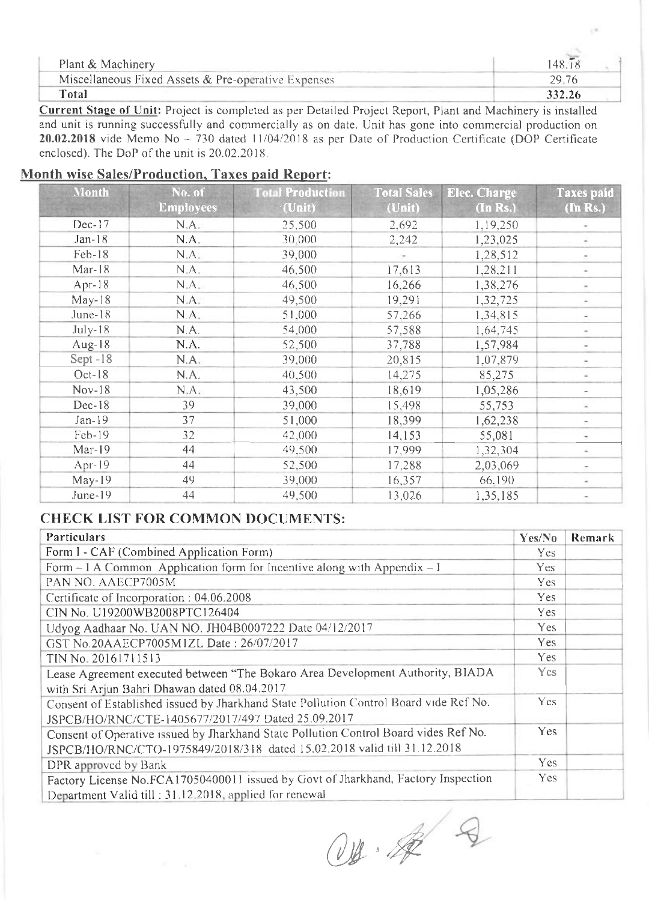| Plant & Machinery | 148.18 |
|---|---|
| Miscellaneous Fixed Assets & Pre-operative Expenses | 29.76 |
| **Total** | **332.26** |

**Current Stage of Unit:** Project is completed as per Detailed Project Report, Plant and Machinery is installed and unit is running successfully and commercially as on date. Unit has gone into commercial production on **20.02.2018** vide Memo No – 730 dated 11/04/2018 as per Date of Production Certificate (DOP Certificate enclosed). The DoP of the unit is 20.02.2018.

## Month wise Sales/Production, Taxes paid Report:

| Month | No. of Employees | Total Production (Unit) | Total Sales (Unit) | Elec. Charge (In Rs.) | Taxes paid (In Rs.) |
|---|---|---|---|---|---|
| Dec-17 | N.A. | 25,500 | 2,692 | 1,19,250 | - |
| Jan-18 | N.A. | 30,000 | 2,242 | 1,23,025 | - |
| Feb-18 | N.A. | 39,000 | - | 1,28,512 | - |
| Mar-18 | N.A. | 46,500 | 17,613 | 1,28,211 | - |
| Apr-18 | N.A. | 46,500 | 16,266 | 1,38,276 | - |
| May-18 | N.A. | 49,500 | 19,291 | 1,32,725 | - |
| June-18 | N.A. | 51,000 | 57,266 | 1,34,815 | - |
| July-18 | N.A. | 54,000 | 57,588 | 1,64,745 | - |
| Aug-18 | N.A. | 52,500 | 37,788 | 1,57,984 | - |
| Sept -18 | N.A. | 39,000 | 20,815 | 1,07,879 | - |
| Oct-18 | N.A. | 40,500 | 14,275 | 85,275 | - |
| Nov-18 | N.A. | 43,500 | 18,619 | 1,05,286 | - |
| Dec-18 | 39 | 39,000 | 15,498 | 55,753 | - |
| Jan-19 | 37 | 51,000 | 18,399 | 1,62,238 | - |
| Feb-19 | 32 | 42,000 | 14,153 | 55,081 | - |
| Mar-19 | 44 | 49,500 | 17,999 | 1,32,304 | - |
| Apr-19 | 44 | 52,500 | 17,288 | 2,03,069 | - |
| May-19 | 49 | 39,000 | 16,357 | 66,190 | - |
| June-19 | 44 | 49,500 | 13,026 | 1,35,185 | - |

## CHECK LIST FOR COMMON DOCUMENTS:

| Particulars | Yes/No | Remark |
|---|---|---|
| Form I - CAF (Combined Application Form) | Yes | |
| Form – I A Common Application form for Incentive along with Appendix – I | Yes | |
| PAN NO. AAECP7005M | Yes | |
| Certificate of Incorporation : 04.06.2008 | Yes | |
| CIN No. U19200WB2008PTC126404 | Yes | |
| Udyog Aadhaar No. UAN NO. JH04B0007222 Date 04/12/2017 | Yes | |
| GST No.20AAECP7005M1ZL Date : 26/07/2017 | Yes | |
| TIN No. 20161711513 | Yes | |
| Lease Agreement executed between "The Bokaro Area Development Authority, BIADA with Sri Arjun Bahri Dhawan dated 08.04.2017 | Yes | |
| Consent of Established issued by Jharkhand State Pollution Control Board vide Ref No. JSPCB/HO/RNC/CTE-1405677/2017/497 Dated 25.09.2017 | Yes | |
| Consent of Operative issued by Jharkhand State Pollution Control Board vides Ref No. JSPCB/HO/RNC/CTO-1975849/2018/318 dated 15.02.2018 valid till 31.12.2018 | Yes | |
| DPR approved by Bank | Yes | |
| Factory License No.FCA17050400011 issued by Govt of Jharkhand, Factory Inspection Department Valid till : 31.12.2018, applied for renewal | Yes | |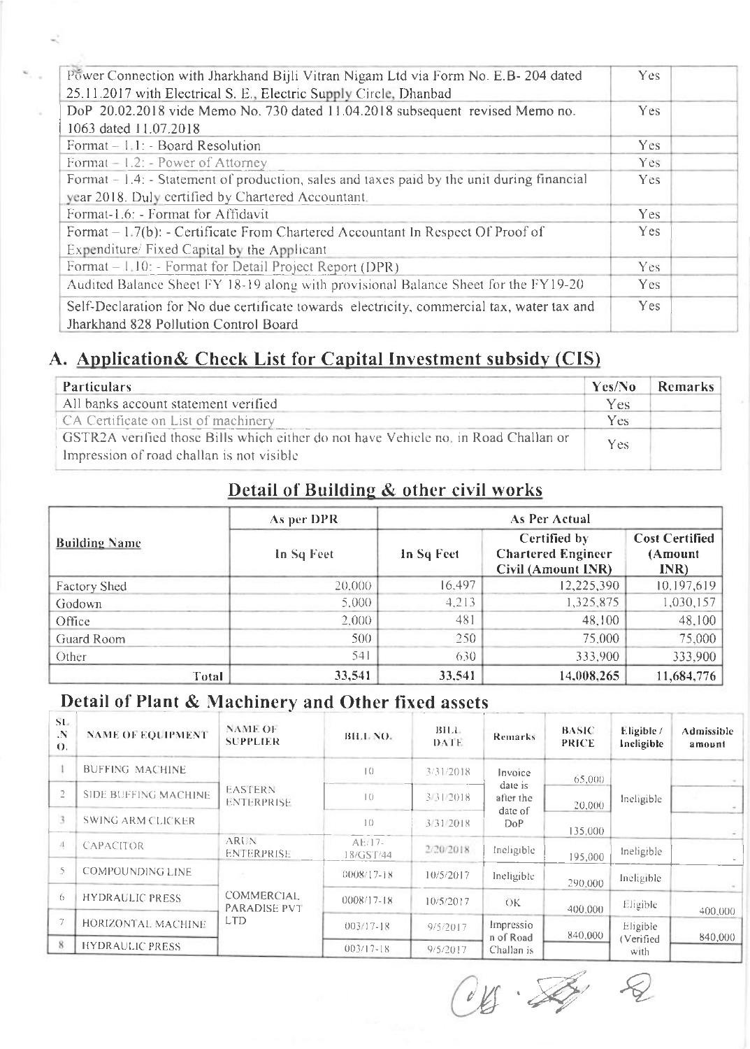| | | |
|---|---|---|
| Power Connection with Jharkhand Bijli Vitran Nigam Ltd via Form No. E.B- 204 dated 25.11.2017 with Electrical S. E., Electric Supply Circle, Dhanbad | Yes | |
| DoP 20.02.2018 vide Memo No. 730 dated 11.04.2018 subsequent revised Memo no. 1063 dated 11.07.2018 | Yes | |
| Format – 1.1: - Board Resolution | Yes | |
| Format – 1.2: - Power of Attorney | Yes | |
| Format – 1.4: - Statement of production, sales and taxes paid by the unit during financial year 2018. Duly certified by Chartered Accountant. | Yes | |
| Format-1.6: - Format for Affidavit | Yes | |
| Format – 1.7(b): - Certificate From Chartered Accountant In Respect Of Proof of Expenditure/ Fixed Capital by the Applicant | Yes | |
| Format – 1.10: - Format for Detail Project Report (DPR) | Yes | |
| Audited Balance Sheet FY 18-19 along with provisional Balance Sheet for the FY19-20 | Yes | |
| Self-Declaration for No due certificate towards electricity, commercial tax, water tax and Jharkhand 828 Pollution Control Board | Yes | |

## A. Application& Check List for Capital Investment subsidy (CIS)

| Particulars | Yes/No | Remarks |
|---|---|---|
| All banks account statement verified | Yes | |
| CA Certificate on List of machinery | Yes | |
| GSTR2A verified those Bills which either do not have Vehicle no. in Road Challan or Impression of road challan is not visible | Yes | |

## Detail of Building & other civil works

| Building Name | As per DPR | As Per Actual | | |
|---|---|---|---|---|
| | In Sq Feet | In Sq Feet | Certified by Chartered Engineer Civil (Amount INR) | Cost Certified (Amount INR) |
| Factory Shed | 20,000 | 16,497 | 12,225,390 | 10,197,619 |
| Godown | 5,000 | 4,213 | 1,325,875 | 1,030,157 |
| Office | 2,000 | 481 | 48,100 | 48,100 |
| Guard Room | 500 | 250 | 75,000 | 75,000 |
| Other | 541 | 630 | 333,900 | 333,900 |
| Total | 33,541 | 33,541 | 14,008,265 | 11,684,776 |

## Detail of Plant & Machinery and Other fixed assets

| SL.N O. | NAME OF EQUIPMENT | NAME OF SUPPLIER | BILL NO. | BILL DATE | Remarks | BASIC PRICE | Eligible / Ineligible | Admissible amount |
|---|---|---|---|---|---|---|---|---|
| 1 | BUFFING MACHINE | EASTERN ENTERPRISE | 10 | 3/31/2018 | Invoice date is after the date of DoP | 65,000 | Ineligible | - |
| 2 | SIDE BUFFING MACHINE | | 10 | 3/31/2018 | | 20,000 | | - |
| 3 | SWING ARM CLICKER | | 10 | 3/31/2018 | | 135,000 | | - |
| 4 | CAPACITOR | ARUN ENTERPRISE | AE/17-18/GST/44 | 2/20/2018 | Ineligible | 195,000 | Ineligible | - |
| 5 | COMPOUNDING LINE | COMMERCIAL PARADISE PVT LTD | 0008/17-18 | 10/5/2017 | Ineligible | 290,000 | Ineligible | - |
| 6 | HYDRAULIC PRESS | | 0008/17-18 | 10/5/2017 | OK | 400,000 | Eligible | 400,000 |
| 7 | HORIZONTAL MACHINE | | 003/17-18 | 9/5/2017 | Impression of Road Challan is | 840,000 | Eligible (Verified with | 840,000 |
| 8 | HYDRAULIC PRESS | | 003/17-18 | 9/5/2017 | | | | |